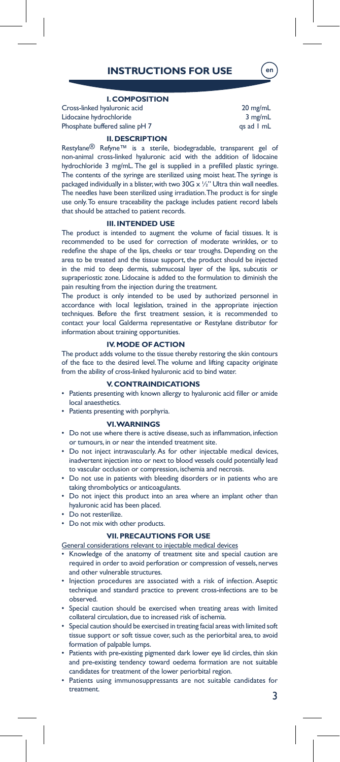# INSTRUCTIONS FOR USE

en

## I. COMPOSITION

| | |
|---|---|
| Cross-linked hyaluronic acid | 20 mg/mL |
| Lidocaine hydrochloride | 3 mg/mL |
| Phosphate buffered saline pH 7 | qs ad 1 mL |

## II. DESCRIPTION

Restylane® Refyne™ is a sterile, biodegradable, transparent gel of non-animal cross-linked hyaluronic acid with the addition of lidocaine hydrochloride 3 mg/mL. The gel is supplied in a prefilled plastic syringe. The contents of the syringe are sterilized using moist heat. The syringe is packaged individually in a blister, with two 30G x ½" Ultra thin wall needles. The needles have been sterilized using irradiation. The product is for single use only. To ensure traceability the package includes patient record labels that should be attached to patient records.

## III. INTENDED USE

The product is intended to augment the volume of facial tissues. It is recommended to be used for correction of moderate wrinkles, or to redefine the shape of the lips, cheeks or tear troughs. Depending on the area to be treated and the tissue support, the product should be injected in the mid to deep dermis, submucosal layer of the lips, subcutis or supraperiostic zone. Lidocaine is added to the formulation to diminish the pain resulting from the injection during the treatment.

The product is only intended to be used by authorized personnel in accordance with local legislation, trained in the appropriate injection techniques. Before the first treatment session, it is recommended to contact your local Galderma representative or Restylane distributor for information about training opportunities.

## IV. MODE OF ACTION

The product adds volume to the tissue thereby restoring the skin contours of the face to the desired level. The volume and lifting capacity originate from the ability of cross-linked hyaluronic acid to bind water.

## V. CONTRAINDICATIONS

- Patients presenting with known allergy to hyaluronic acid filler or amide local anaesthetics.
- Patients presenting with porphyria.

## VI. WARNINGS

- Do not use where there is active disease, such as inflammation, infection or tumours, in or near the intended treatment site.
- Do not inject intravascularly. As for other injectable medical devices, inadvertent injection into or next to blood vessels could potentially lead to vascular occlusion or compression, ischemia and necrosis.
- Do not use in patients with bleeding disorders or in patients who are taking thrombolytics or anticoagulants.
- Do not inject this product into an area where an implant other than hyaluronic acid has been placed.
- Do not resterilize.
- Do not mix with other products.

## VII. PRECAUTIONS FOR USE

General considerations relevant to injectable medical devices

- Knowledge of the anatomy of treatment site and special caution are required in order to avoid perforation or compression of vessels, nerves and other vulnerable structures.
- Injection procedures are associated with a risk of infection. Aseptic technique and standard practice to prevent cross-infections are to be observed.
- Special caution should be exercised when treating areas with limited collateral circulation, due to increased risk of ischemia.
- Special caution should be exercised in treating facial areas with limited soft tissue support or soft tissue cover, such as the periorbital area, to avoid formation of palpable lumps.
- Patients with pre-existing pigmented dark lower eye lid circles, thin skin and pre-existing tendency toward oedema formation are not suitable candidates for treatment of the lower periorbital region.
- Patients using immunosuppressants are not suitable candidates for treatment.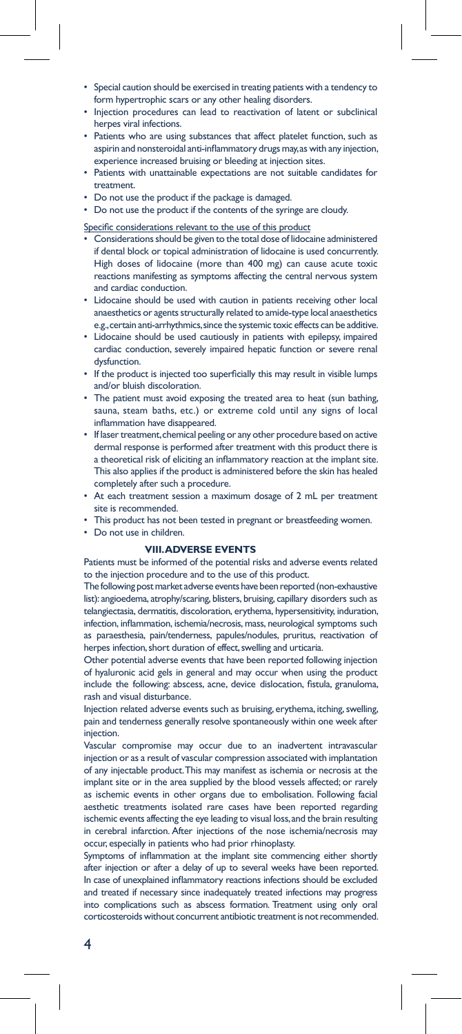- Special caution should be exercised in treating patients with a tendency to form hypertrophic scars or any other healing disorders.
- Injection procedures can lead to reactivation of latent or subclinical herpes viral infections.
- Patients who are using substances that affect platelet function, such as aspirin and nonsteroidal anti-inflammatory drugs may, as with any injection, experience increased bruising or bleeding at injection sites.
- Patients with unattainable expectations are not suitable candidates for treatment.
- Do not use the product if the package is damaged.
- Do not use the product if the contents of the syringe are cloudy.

Specific considerations relevant to the use of this product

- Considerations should be given to the total dose of lidocaine administered if dental block or topical administration of lidocaine is used concurrently. High doses of lidocaine (more than 400 mg) can cause acute toxic reactions manifesting as symptoms affecting the central nervous system and cardiac conduction.
- Lidocaine should be used with caution in patients receiving other local anaesthetics or agents structurally related to amide-type local anaesthetics e.g., certain anti-arrhythmics, since the systemic toxic effects can be additive.
- Lidocaine should be used cautiously in patients with epilepsy, impaired cardiac conduction, severely impaired hepatic function or severe renal dysfunction.
- If the product is injected too superficially this may result in visible lumps and/or bluish discoloration.
- The patient must avoid exposing the treated area to heat (sun bathing, sauna, steam baths, etc.) or extreme cold until any signs of local inflammation have disappeared.
- If laser treatment, chemical peeling or any other procedure based on active dermal response is performed after treatment with this product there is a theoretical risk of eliciting an inflammatory reaction at the implant site. This also applies if the product is administered before the skin has healed completely after such a procedure.
- At each treatment session a maximum dosage of 2 mL per treatment site is recommended.
- This product has not been tested in pregnant or breastfeeding women.
- Do not use in children.

## VIII. ADVERSE EVENTS

Patients must be informed of the potential risks and adverse events related to the injection procedure and to the use of this product.

The following post market adverse events have been reported (non-exhaustive list): angioedema, atrophy/scaring, blisters, bruising, capillary disorders such as telangiectasia, dermatitis, discoloration, erythema, hypersensitivity, induration, infection, inflammation, ischemia/necrosis, mass, neurological symptoms such as paraesthesia, pain/tenderness, papules/nodules, pruritus, reactivation of herpes infection, short duration of effect, swelling and urticaria.

Other potential adverse events that have been reported following injection of hyaluronic acid gels in general and may occur when using the product include the following: abscess, acne, device dislocation, fistula, granuloma, rash and visual disturbance.

Injection related adverse events such as bruising, erythema, itching, swelling, pain and tenderness generally resolve spontaneously within one week after injection.

Vascular compromise may occur due to an inadvertent intravascular injection or as a result of vascular compression associated with implantation of any injectable product. This may manifest as ischemia or necrosis at the implant site or in the area supplied by the blood vessels affected; or rarely as ischemic events in other organs due to embolisation. Following facial aesthetic treatments isolated rare cases have been reported regarding ischemic events affecting the eye leading to visual loss, and the brain resulting in cerebral infarction. After injections of the nose ischemia/necrosis may occur, especially in patients who had prior rhinoplasty.

Symptoms of inflammation at the implant site commencing either shortly after injection or after a delay of up to several weeks have been reported. In case of unexplained inflammatory reactions infections should be excluded and treated if necessary since inadequately treated infections may progress into complications such as abscess formation. Treatment using only oral corticosteroids without concurrent antibiotic treatment is not recommended.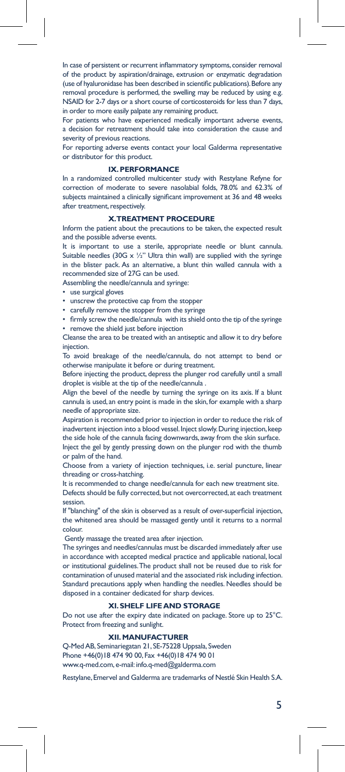In case of persistent or recurrent inflammatory symptoms, consider removal of the product by aspiration/drainage, extrusion or enzymatic degradation (use of hyaluronidase has been described in scientific publications). Before any removal procedure is performed, the swelling may be reduced by using e.g. NSAID for 2-7 days or a short course of corticosteroids for less than 7 days, in order to more easily palpate any remaining product.

For patients who have experienced medically important adverse events, a decision for retreatment should take into consideration the cause and severity of previous reactions.

For reporting adverse events contact your local Galderma representative or distributor for this product.

## IX. PERFORMANCE

In a randomized controlled multicenter study with Restylane Refyne for correction of moderate to severe nasolabial folds, 78.0% and 62.3% of subjects maintained a clinically significant improvement at 36 and 48 weeks after treatment, respectively.

## X. TREATMENT PROCEDURE

Inform the patient about the precautions to be taken, the expected result and the possible adverse events.

It is important to use a sterile, appropriate needle or blunt cannula. Suitable needles (30G x ½" Ultra thin wall) are supplied with the syringe in the blister pack. As an alternative, a blunt thin walled cannula with a recommended size of 27G can be used.

Assembling the needle/cannula and syringe:

- use surgical gloves
- unscrew the protective cap from the stopper
- carefully remove the stopper from the syringe
- firmly screw the needle/cannula with its shield onto the tip of the syringe
- remove the shield just before injection

Cleanse the area to be treated with an antiseptic and allow it to dry before injection.

To avoid breakage of the needle/cannula, do not attempt to bend or otherwise manipulate it before or during treatment.

Before injecting the product, depress the plunger rod carefully until a small droplet is visible at the tip of the needle/cannula .

Align the bevel of the needle by turning the syringe on its axis. If a blunt cannula is used, an entry point is made in the skin, for example with a sharp needle of appropriate size.

Aspiration is recommended prior to injection in order to reduce the risk of inadvertent injection into a blood vessel. Inject slowly. During injection, keep the side hole of the cannula facing downwards, away from the skin surface.

Inject the gel by gently pressing down on the plunger rod with the thumb or palm of the hand.

Choose from a variety of injection techniques, i.e. serial puncture, linear threading or cross-hatching.

It is recommended to change needle/cannula for each new treatment site.

Defects should be fully corrected, but not overcorrected, at each treatment session.

If "blanching" of the skin is observed as a result of over-superficial injection, the whitened area should be massaged gently until it returns to a normal colour.

Gently massage the treated area after injection.

The syringes and needles/cannulas must be discarded immediately after use in accordance with accepted medical practice and applicable national, local or institutional guidelines. The product shall not be reused due to risk for contamination of unused material and the associated risk including infection. Standard precautions apply when handling the needles. Needles should be disposed in a container dedicated for sharp devices.

## XI. SHELF LIFE AND STORAGE

Do not use after the expiry date indicated on package. Store up to 25°C. Protect from freezing and sunlight.

## XII. MANUFACTURER

Q-Med AB, Seminariegatan 21, SE-75228 Uppsala, Sweden
Phone +46(0)18 474 90 00, Fax +46(0)18 474 90 01
www.q-med.com, e-mail: info.q-med@galderma.com

Restylane, Emervel and Galderma are trademarks of Nestlé Skin Health S.A.